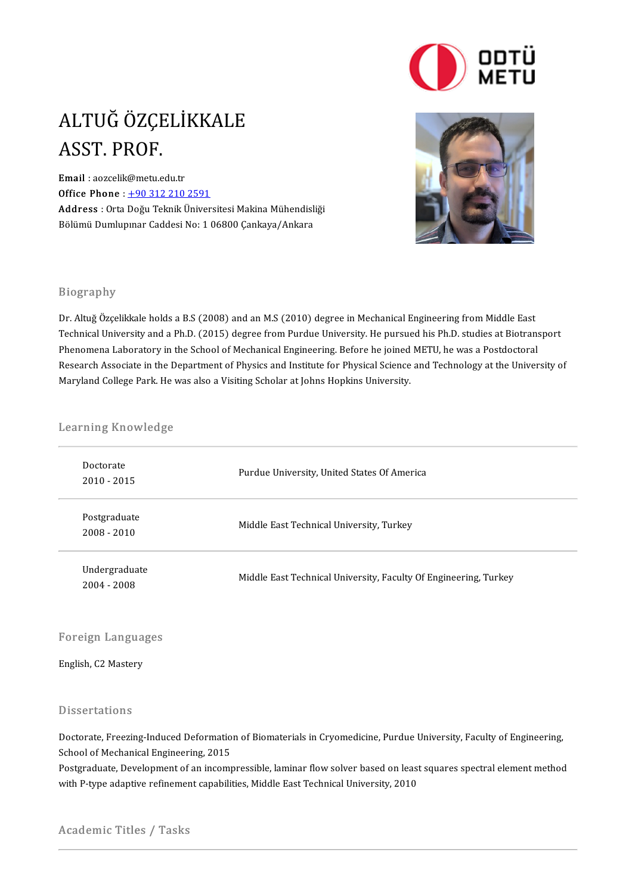# ALTUĞ ÖZÇELİKKALE
# ASST. PROF.

**Email** : aozcelik@metu.edu.tr
**Office Phone** : +90 312 210 2591
**Address** : Orta Doğu Teknik Üniversitesi Makina Mühendisliği Bölümü Dumlupınar Caddesi No: 1 06800 Çankaya/Ankara

## Biography

Dr. Altuğ Özçelikkale holds a B.S (2008) and an M.S (2010) degree in Mechanical Engineering from Middle East Technical University and a Ph.D. (2015) degree from Purdue University. He pursued his Ph.D. studies at Biotransport Phenomena Laboratory in the School of Mechanical Engineering. Before he joined METU, he was a Postdoctoral Research Associate in the Department of Physics and Institute for Physical Science and Technology at the University of Maryland College Park. He was also a Visiting Scholar at Johns Hopkins University.

## Learning Knowledge

| | |
|---|---|
| Doctorate<br>2010 - 2015 | Purdue University, United States Of America |
| Postgraduate<br>2008 - 2010 | Middle East Technical University, Turkey |
| Undergraduate<br>2004 - 2008 | Middle East Technical University, Faculty Of Engineering, Turkey |

## Foreign Languages

English, C2 Mastery

## Dissertations

Doctorate, Freezing-Induced Deformation of Biomaterials in Cryomedicine, Purdue University, Faculty of Engineering, School of Mechanical Engineering, 2015
Postgraduate, Development of an incompressible, laminar flow solver based on least squares spectral element method with P-type adaptive refinement capabilities, Middle East Technical University, 2010

## Academic Titles / Tasks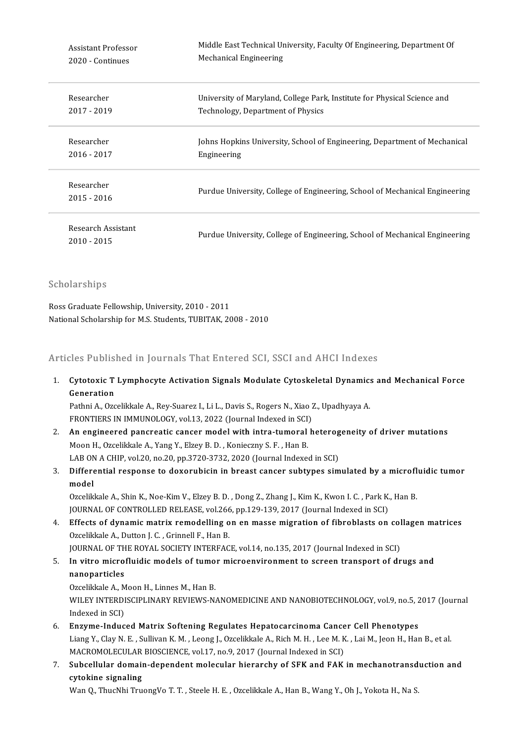| | |
|---|---|
| Assistant Professor<br>2020 - Continues | Middle East Technical University, Faculty Of Engineering, Department Of Mechanical Engineering |
| Researcher<br>2017 - 2019 | University of Maryland, College Park, Institute for Physical Science and Technology, Department of Physics |
| Researcher<br>2016 - 2017 | Johns Hopkins University, School of Engineering, Department of Mechanical Engineering |
| Researcher<br>2015 - 2016 | Purdue University, College of Engineering, School of Mechanical Engineering |
| Research Assistant<br>2010 - 2015 | Purdue University, College of Engineering, School of Mechanical Engineering |

## Scholarships

Ross Graduate Fellowship, University, 2010 - 2011
National Scholarship for M.S. Students, TUBITAK, 2008 - 2010

## Articles Published in Journals That Entered SCI, SSCI and AHCI Indexes

1. **Cytotoxic T Lymphocyte Activation Signals Modulate Cytoskeletal Dynamics and Mechanical Force Generation**
   Pathni A., Ozcelikkale A., Rey-Suarez I., Li L., Davis S., Rogers N., Xiao Z., Upadhyaya A.
   FRONTIERS IN IMMUNOLOGY, vol.13, 2022 (Journal Indexed in SCI)
2. **An engineered pancreatic cancer model with intra-tumoral heterogeneity of driver mutations**
   Moon H., Ozcelikkale A., Yang Y., Elzey B. D. , Konieczny S. F. , Han B.
   LAB ON A CHIP, vol.20, no.20, pp.3720-3732, 2020 (Journal Indexed in SCI)
3. **Differential response to doxorubicin in breast cancer subtypes simulated by a microfluidic tumor model**
   Ozcelikkale A., Shin K., Noe-Kim V., Elzey B. D. , Dong Z., Zhang J., Kim K., Kwon I. C. , Park K., Han B.
   JOURNAL OF CONTROLLED RELEASE, vol.266, pp.129-139, 2017 (Journal Indexed in SCI)
4. **Effects of dynamic matrix remodelling on en masse migration of fibroblasts on collagen matrices**
   Ozcelikkale A., Dutton J. C. , Grinnell F., Han B.
   JOURNAL OF THE ROYAL SOCIETY INTERFACE, vol.14, no.135, 2017 (Journal Indexed in SCI)
5. **In vitro microfluidic models of tumor microenvironment to screen transport of drugs and nanoparticles**
   Ozcelikkale A., Moon H., Linnes M., Han B.
   WILEY INTERDISCIPLINARY REVIEWS-NANOMEDICINE AND NANOBIOTECHNOLOGY, vol.9, no.5, 2017 (Journal Indexed in SCI)
6. **Enzyme-Induced Matrix Softening Regulates Hepatocarcinoma Cancer Cell Phenotypes**
   Liang Y., Clay N. E. , Sullivan K. M. , Leong J., Ozcelikkale A., Rich M. H. , Lee M. K. , Lai M., Jeon H., Han B., et al.
   MACROMOLECULAR BIOSCIENCE, vol.17, no.9, 2017 (Journal Indexed in SCI)
7. **Subcellular domain-dependent molecular hierarchy of SFK and FAK in mechanotransduction and cytokine signaling**
   Wan Q., ThucNhi TruongVo T. T. , Steele H. E. , Ozcelikkale A., Han B., Wang Y., Oh J., Yokota H., Na S.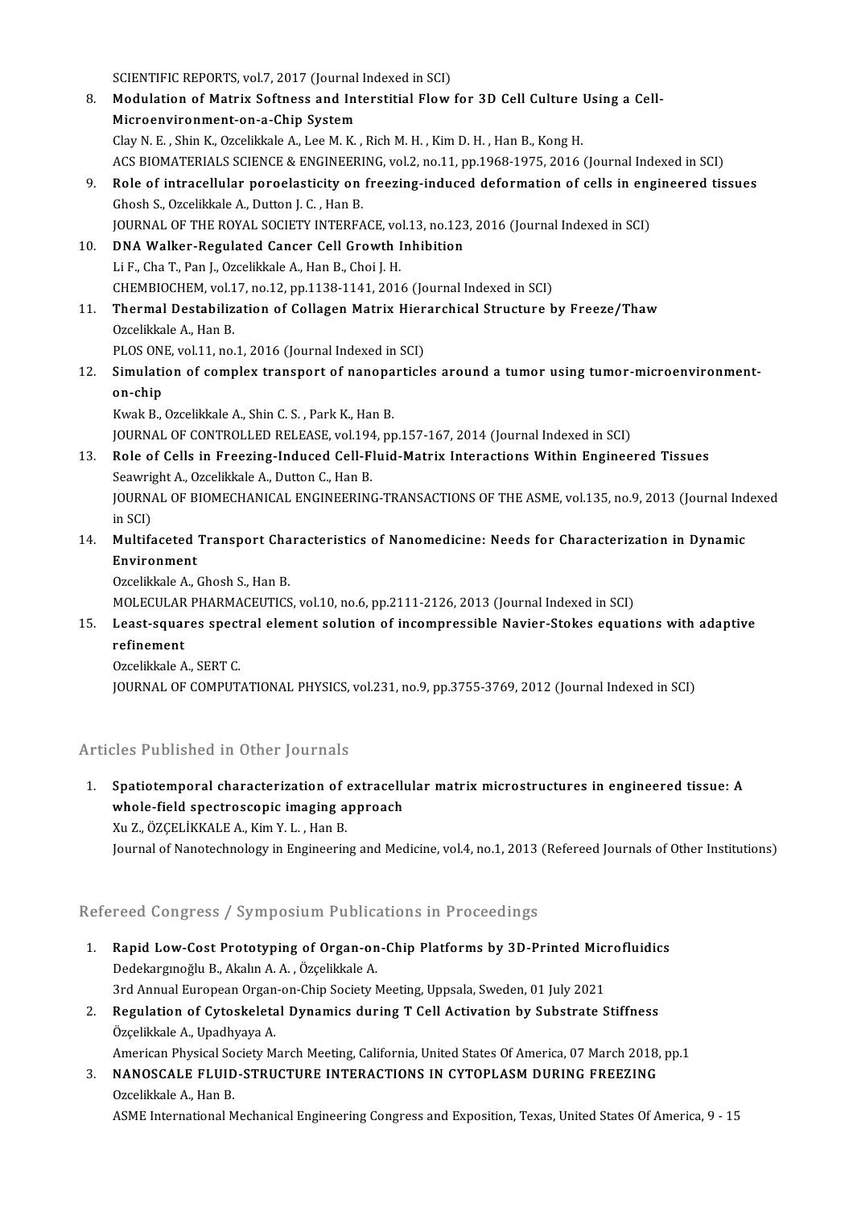SCIENTIFIC REPORTS, vol.7, 2017 (Journal Indexed in SCI)

8. **Modulation of Matrix Softness and Interstitial Flow for 3D Cell Culture Using a Cell-Microenvironment-on-a-Chip System**
   Clay N. E. , Shin K., Ozcelikkale A., Lee M. K. , Rich M. H. , Kim D. H. , Han B., Kong H.
   ACS BIOMATERIALS SCIENCE & ENGINEERING, vol.2, no.11, pp.1968-1975, 2016 (Journal Indexed in SCI)
9. **Role of intracellular poroelasticity on freezing-induced deformation of cells in engineered tissues**
   Ghosh S., Ozcelikkale A., Dutton J. C. , Han B.
   JOURNAL OF THE ROYAL SOCIETY INTERFACE, vol.13, no.123, 2016 (Journal Indexed in SCI)
10. **DNA Walker-Regulated Cancer Cell Growth Inhibition**
    Li F., Cha T., Pan J., Ozcelikkale A., Han B., Choi J. H.
    CHEMBIOCHEM, vol.17, no.12, pp.1138-1141, 2016 (Journal Indexed in SCI)
11. **Thermal Destabilization of Collagen Matrix Hierarchical Structure by Freeze/Thaw**
    Ozcelikkale A., Han B.
    PLOS ONE, vol.11, no.1, 2016 (Journal Indexed in SCI)
12. **Simulation of complex transport of nanoparticles around a tumor using tumor-microenvironment-on-chip**
    Kwak B., Ozcelikkale A., Shin C. S. , Park K., Han B.
    JOURNAL OF CONTROLLED RELEASE, vol.194, pp.157-167, 2014 (Journal Indexed in SCI)
13. **Role of Cells in Freezing-Induced Cell-Fluid-Matrix Interactions Within Engineered Tissues**
    Seawright A., Ozcelikkale A., Dutton C., Han B.
    JOURNAL OF BIOMECHANICAL ENGINEERING-TRANSACTIONS OF THE ASME, vol.135, no.9, 2013 (Journal Indexed in SCI)
14. **Multifaceted Transport Characteristics of Nanomedicine: Needs for Characterization in Dynamic Environment**
    Ozcelikkale A., Ghosh S., Han B.
    MOLECULAR PHARMACEUTICS, vol.10, no.6, pp.2111-2126, 2013 (Journal Indexed in SCI)
15. **Least-squares spectral element solution of incompressible Navier-Stokes equations with adaptive refinement**
    Ozcelikkale A., SERT C.
    JOURNAL OF COMPUTATIONAL PHYSICS, vol.231, no.9, pp.3755-3769, 2012 (Journal Indexed in SCI)

## Articles Published in Other Journals

1. **Spatiotemporal characterization of extracellular matrix microstructures in engineered tissue: A whole-field spectroscopic imaging approach**
   Xu Z., ÖZÇELİKKALE A., Kim Y. L. , Han B.
   Journal of Nanotechnology in Engineering and Medicine, vol.4, no.1, 2013 (Refereed Journals of Other Institutions)

## Refereed Congress / Symposium Publications in Proceedings

1. **Rapid Low-Cost Prototyping of Organ-on-Chip Platforms by 3D-Printed Microfluidics**
   Dedekargınoğlu B., Akalın A. A. , Özçelikkale A.
   3rd Annual European Organ-on-Chip Society Meeting, Uppsala, Sweden, 01 July 2021
2. **Regulation of Cytoskeletal Dynamics during T Cell Activation by Substrate Stiffness**
   Özçelikkale A., Upadhyaya A.
   American Physical Society March Meeting, California, United States Of America, 07 March 2018, pp.1
3. **NANOSCALE FLUID-STRUCTURE INTERACTIONS IN CYTOPLASM DURING FREEZING**
   Ozcelikkale A., Han B.
   ASME International Mechanical Engineering Congress and Exposition, Texas, United States Of America, 9 - 15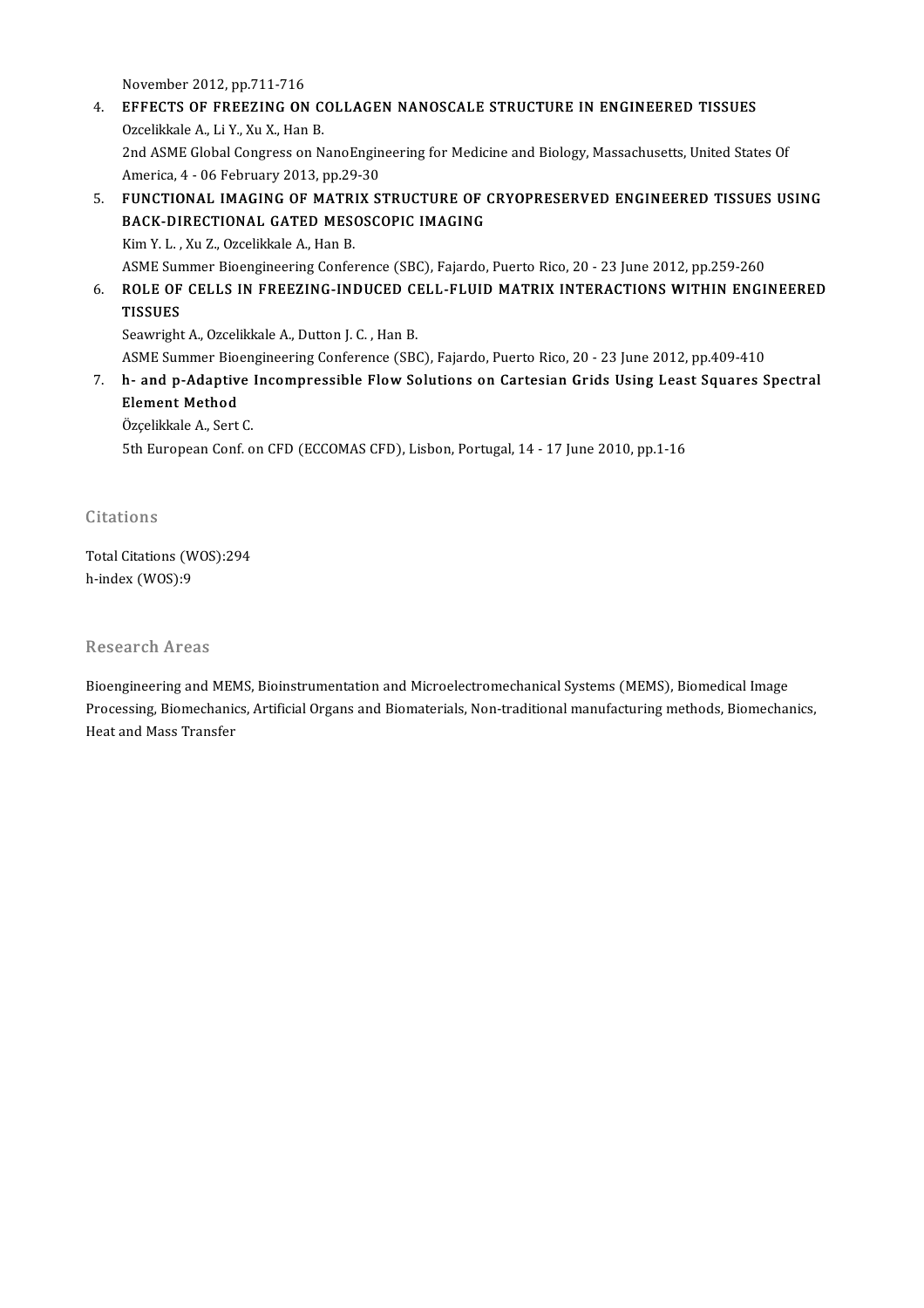November 2012, pp.711-716

4. **EFFECTS OF FREEZING ON COLLAGEN NANOSCALE STRUCTURE IN ENGINEERED TISSUES**
   Ozcelikkale A., Li Y., Xu X., Han B.
   2nd ASME Global Congress on NanoEngineering for Medicine and Biology, Massachusetts, United States Of America, 4 - 06 February 2013, pp.29-30
5. **FUNCTIONAL IMAGING OF MATRIX STRUCTURE OF CRYOPRESERVED ENGINEERED TISSUES USING BACK-DIRECTIONAL GATED MESOSCOPIC IMAGING**
   Kim Y. L. , Xu Z., Ozcelikkale A., Han B.
   ASME Summer Bioengineering Conference (SBC), Fajardo, Puerto Rico, 20 - 23 June 2012, pp.259-260
6. **ROLE OF CELLS IN FREEZING-INDUCED CELL-FLUID MATRIX INTERACTIONS WITHIN ENGINEERED TISSUES**
   Seawright A., Ozcelikkale A., Dutton J. C. , Han B.
   ASME Summer Bioengineering Conference (SBC), Fajardo, Puerto Rico, 20 - 23 June 2012, pp.409-410
7. **h- and p-Adaptive Incompressible Flow Solutions on Cartesian Grids Using Least Squares Spectral Element Method**
   Özçelikkale A., Sert C.
   5th European Conf. on CFD (ECCOMAS CFD), Lisbon, Portugal, 14 - 17 June 2010, pp.1-16

## Citations

Total Citations (WOS):294
h-index (WOS):9

## Research Areas

Bioengineering and MEMS, Bioinstrumentation and Microelectromechanical Systems (MEMS), Biomedical Image Processing, Biomechanics, Artificial Organs and Biomaterials, Non-traditional manufacturing methods, Biomechanics, Heat and Mass Transfer